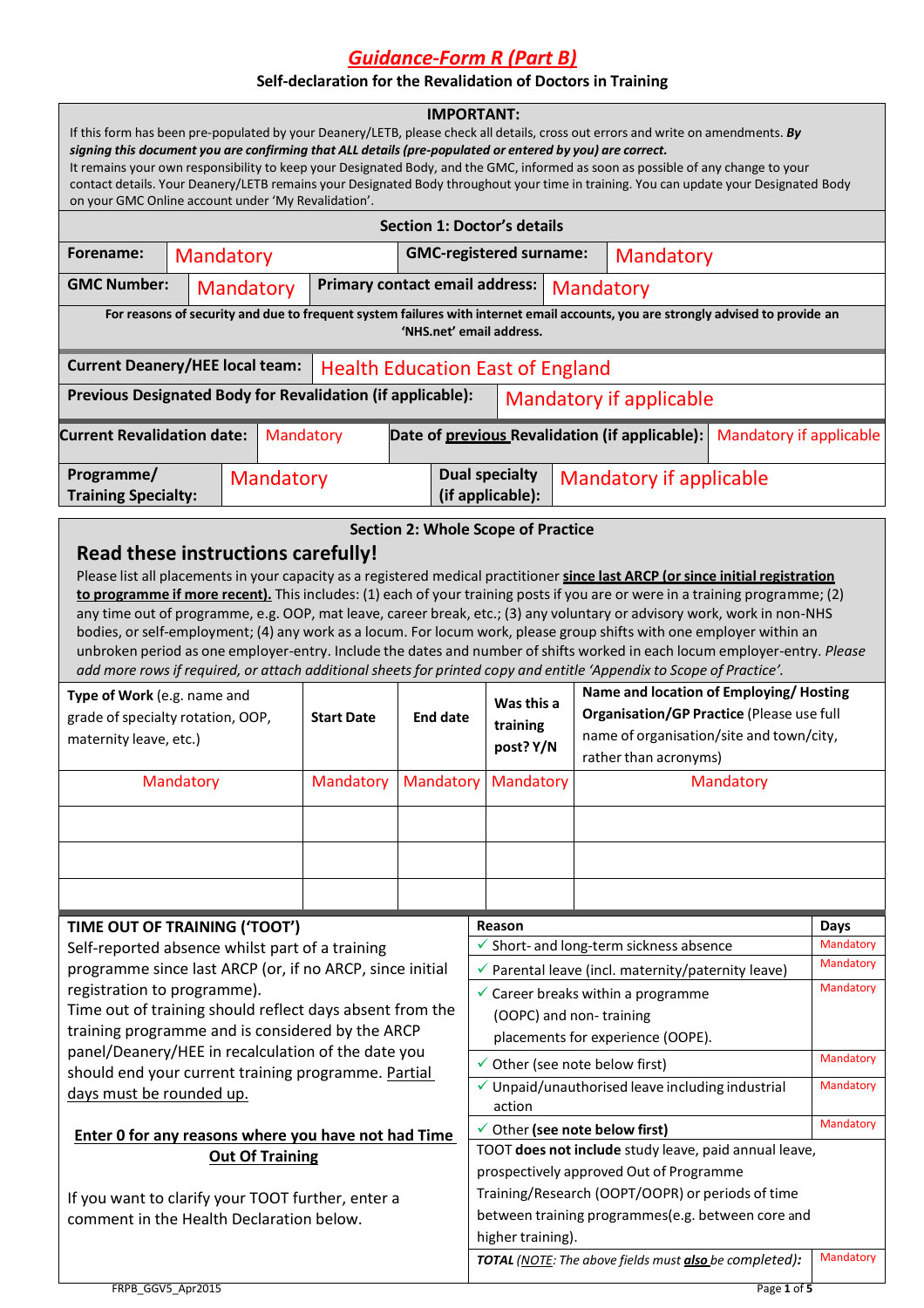# *Guidance-Form R (Part B)*

**Self-declaration for the Revalidation of Doctors in Training**

**IMPORTANT:**

If this form has been pre-populated by your Deanery/LETB, please check all details, cross out errors and write on amendments. ***By signing this document you are confirming that ALL details (pre-populated or entered by you) are correct.***

It remains your own responsibility to keep your Designated Body, and the GMC, informed as soon as possible of any change to your contact details. Your Deanery/LETB remains your Designated Body throughout your time in training. You can update your Designated Body on your GMC Online account under 'My Revalidation'.

## Section 1: Doctor's details

| | | | |
|---|---|---|---|
| **Forename:** | Mandatory | **GMC-registered surname:** | Mandatory |
| **GMC Number:** | Mandatory | **Primary contact email address:** | Mandatory |

**For reasons of security and due to frequent system failures with internet email accounts, you are strongly advised to provide an 'NHS.net' email address.**

| | |
|---|---|
| **Current Deanery/HEE local team:** | Health Education East of England |
| **Previous Designated Body for Revalidation (if applicable):** | Mandatory if applicable |

| | | | |
|---|---|---|---|
| **Current Revalidation date:** | Mandatory | **Date of <u>previous</u> Revalidation (if applicable):** | Mandatory if applicable |
| **Programme/ Training Specialty:** | Mandatory | **Dual specialty (if applicable):** | Mandatory if applicable |

## Section 2: Whole Scope of Practice

### Read these instructions carefully!

Please list all placements in your capacity as a registered medical practitioner **<u>since last ARCP (or since initial registration to programme if more recent).</u>** This includes: (1) each of your training posts if you are or were in a training programme; (2) any time out of programme, e.g. OOP, mat leave, career break, etc.; (3) any voluntary or advisory work, work in non-NHS bodies, or self-employment; (4) any work as a locum. For locum work, please group shifts with one employer within an unbroken period as one employer-entry. Include the dates and number of shifts worked in each locum employer-entry. *Please add more rows if required, or attach additional sheets for printed copy and entitle 'Appendix to Scope of Practice'.*

| **Type of Work** (e.g. name and grade of specialty rotation, OOP, maternity leave, etc.) | **Start Date** | **End date** | **Was this a training post? Y/N** | **Name and location of Employing/ Hosting Organisation/GP Practice** (Please use full name of organisation/site and town/city, rather than acronyms) |
|---|---|---|---|---|
| Mandatory | Mandatory | Mandatory | Mandatory | Mandatory |
| | | | | |
| | | | | |
| | | | | |

### TIME OUT OF TRAINING ('TOOT')

Self-reported absence whilst part of a training programme since last ARCP (or, if no ARCP, since initial registration to programme).

Time out of training should reflect days absent from the training programme and is considered by the ARCP panel/Deanery/HEE in recalculation of the date you should end your current training programme. <u>Partial days must be rounded up.</u>

**<u>Enter 0 for any reasons where you have not had Time Out Of Training</u>**

If you want to clarify your TOOT further, enter a comment in the Health Declaration below.

| **Reason** | **Days** |
|---|---|
| ✓ Short- and long-term sickness absence | Mandatory |
| ✓ Parental leave (incl. maternity/paternity leave) | Mandatory |
| ✓ Career breaks within a programme (OOPC) and non- training placements for experience (OOPE). | Mandatory |
| ✓ Other (see note below first) | Mandatory |
| ✓ Unpaid/unauthorised leave including industrial action | Mandatory |
| ✓ Other **(see note below first)** | Mandatory |
| TOOT **does not include** study leave, paid annual leave, prospectively approved Out of Programme Training/Research (OOPT/OOPR) or periods of time between training programmes(e.g. between core and higher training). | |
| ***TOTAL** (<u>NOTE</u>: The above fields must **<u>also</u>** be completed):* | Mandatory |

FRPB_GGV5_Apr2015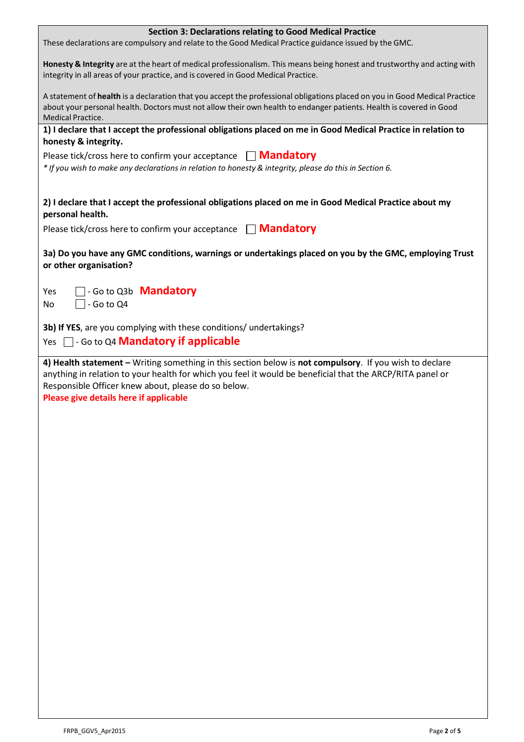## Section 3: Declarations relating to Good Medical Practice

These declarations are compulsory and relate to the Good Medical Practice guidance issued by the GMC.

**Honesty & Integrity** are at the heart of medical professionalism. This means being honest and trustworthy and acting with integrity in all areas of your practice, and is covered in Good Medical Practice.

A statement of **health** is a declaration that you accept the professional obligations placed on you in Good Medical Practice about your personal health. Doctors must not allow their own health to endanger patients. Health is covered in Good Medical Practice.

**1) I declare that I accept the professional obligations placed on me in Good Medical Practice in relation to honesty & integrity.**

Please tick/cross here to confirm your acceptance ☐ **Mandatory**

*\* If you wish to make any declarations in relation to honesty & integrity, please do this in Section 6.*

**2) I declare that I accept the professional obligations placed on me in Good Medical Practice about my personal health.**

Please tick/cross here to confirm your acceptance ☐ **Mandatory**

**3a) Do you have any GMC conditions, warnings or undertakings placed on you by the GMC, employing Trust or other organisation?**

Yes ☐ - Go to Q3b **Mandatory**
No ☐ - Go to Q4

**3b) If YES**, are you complying with these conditions/ undertakings?

Yes ☐ - Go to Q4 **Mandatory if applicable**

**4) Health statement –** Writing something in this section below is **not compulsory**. If you wish to declare anything in relation to your health for which you feel it would be beneficial that the ARCP/RITA panel or Responsible Officer knew about, please do so below.

**Please give details here if applicable**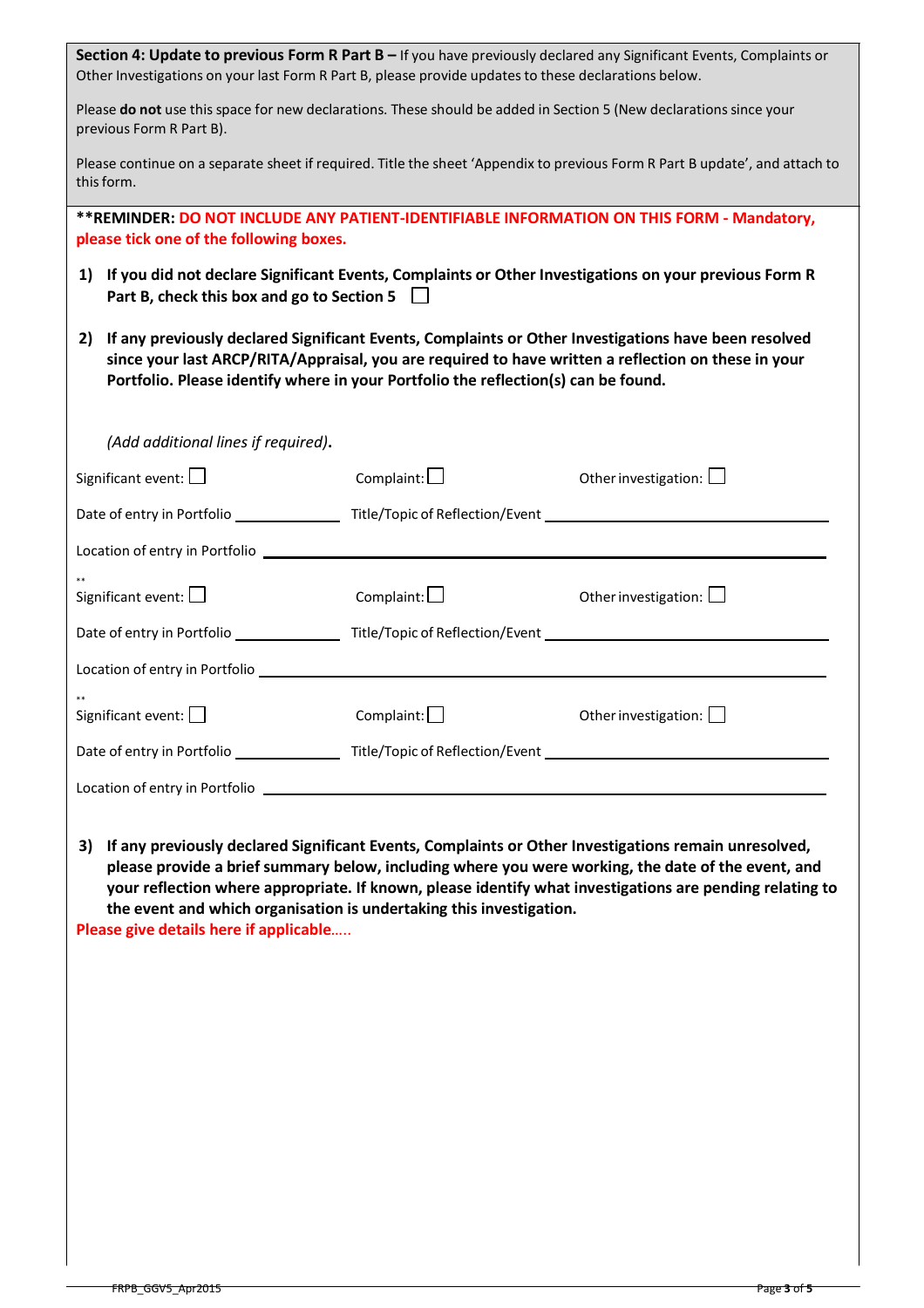**Section 4: Update to previous Form R Part B –** If you have previously declared any Significant Events, Complaints or Other Investigations on your last Form R Part B, please provide updates to these declarations below.

Please **do not** use this space for new declarations. These should be added in Section 5 (New declarations since your previous Form R Part B).

Please continue on a separate sheet if required. Title the sheet 'Appendix to previous Form R Part B update', and attach to this form.

**\*\*REMINDER: DO NOT INCLUDE ANY PATIENT-IDENTIFIABLE INFORMATION ON THIS FORM - Mandatory, please tick one of the following boxes.**

1) **If you did not declare Significant Events, Complaints or Other Investigations on your previous Form R Part B, check this box and go to Section 5** ☐

2) **If any previously declared Significant Events, Complaints or Other Investigations have been resolved since your last ARCP/RITA/Appraisal, you are required to have written a reflection on these in your Portfolio. Please identify where in your Portfolio the reflection(s) can be found.**

*(Add additional lines if required)*.

Significant event: ☐ Complaint: ☐ Other investigation: ☐

Date of entry in Portfolio ____________ Title/Topic of Reflection/Event ______________________________

Location of entry in Portfolio ______________________________________________________________

\*\*

Significant event: ☐ Complaint: ☐ Other investigation: ☐

Date of entry in Portfolio ____________ Title/Topic of Reflection/Event ______________________________

Location of entry in Portfolio ______________________________________________________________

\*\*

Significant event: ☐ Complaint: ☐ Other investigation: ☐

Date of entry in Portfolio ____________ Title/Topic of Reflection/Event ______________________________

Location of entry in Portfolio ______________________________________________________________

3) **If any previously declared Significant Events, Complaints or Other Investigations remain unresolved, please provide a brief summary below, including where you were working, the date of the event, and your reflection where appropriate. If known, please identify what investigations are pending relating to the event and which organisation is undertaking this investigation.**

**Please give details here if applicable**.....

FRPB_GGV5_Apr2015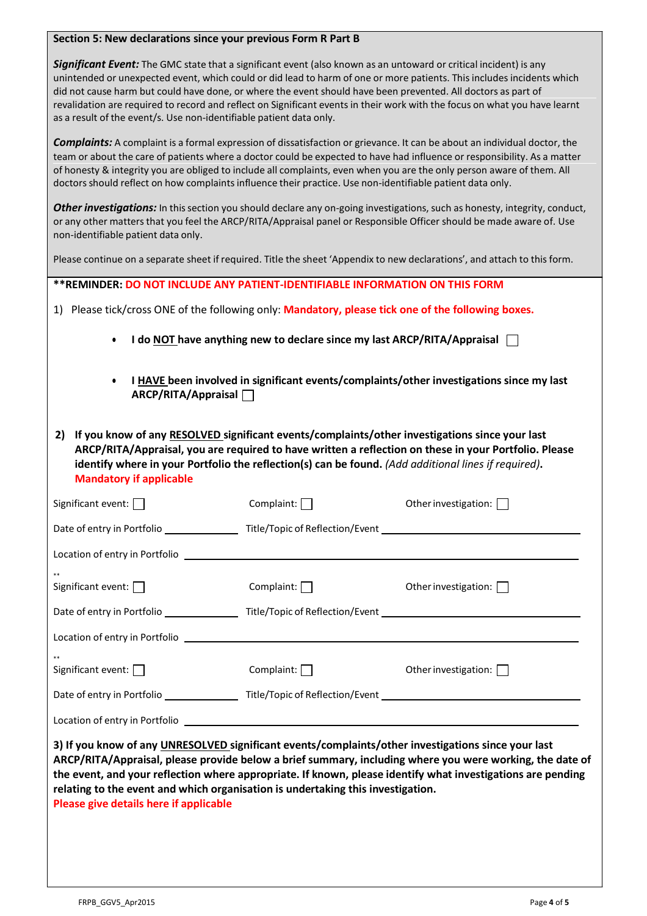**Section 5: New declarations since your previous Form R Part B**

***Significant Event:*** The GMC state that a significant event (also known as an untoward or critical incident) is any unintended or unexpected event, which could or did lead to harm of one or more patients. This includes incidents which did not cause harm but could have done, or where the event should have been prevented. All doctors as part of revalidation are required to record and reflect on Significant events in their work with the focus on what you have learnt as a result of the event/s. Use non-identifiable patient data only.

***Complaints:*** A complaint is a formal expression of dissatisfaction or grievance. It can be about an individual doctor, the team or about the care of patients where a doctor could be expected to have had influence or responsibility. As a matter of honesty & integrity you are obliged to include all complaints, even when you are the only person aware of them. All doctors should reflect on how complaints influence their practice. Use non-identifiable patient data only.

***Other investigations:*** In this section you should declare any on-going investigations, such as honesty, integrity, conduct, or any other matters that you feel the ARCP/RITA/Appraisal panel or Responsible Officer should be made aware of. Use non-identifiable patient data only.

Please continue on a separate sheet if required. Title the sheet 'Appendix to new declarations', and attach to this form.

**\*\*REMINDER: DO NOT INCLUDE ANY PATIENT-IDENTIFIABLE INFORMATION ON THIS FORM**

1) Please tick/cross ONE of the following only: **Mandatory, please tick one of the following boxes.**

- **I do NOT have anything new to declare since my last ARCP/RITA/Appraisal** ☐
- **I HAVE been involved in significant events/complaints/other investigations since my last ARCP/RITA/Appraisal** ☐

**2) If you know of any RESOLVED significant events/complaints/other investigations since your last ARCP/RITA/Appraisal, you are required to have written a reflection on these in your Portfolio. Please identify where in your Portfolio the reflection(s) can be found.** *(Add additional lines if required)*.
**Mandatory if applicable**

Significant event: ☐ Complaint: ☐ Other investigation: ☐

Date of entry in Portfolio ____________ Title/Topic of Reflection/Event ______________________________

Location of entry in Portfolio ______________________________________________

\*\*
Significant event: ☐ Complaint: ☐ Other investigation: ☐

Date of entry in Portfolio ____________ Title/Topic of Reflection/Event ______________________________

Location of entry in Portfolio ______________________________________________

\*\*
Significant event: ☐ Complaint: ☐ Other investigation: ☐

Date of entry in Portfolio ____________ Title/Topic of Reflection/Event ______________________________

Location of entry in Portfolio ______________________________________________

**3) If you know of any UNRESOLVED significant events/complaints/other investigations since your last ARCP/RITA/Appraisal, please provide below a brief summary, including where you were working, the date of the event, and your reflection where appropriate. If known, please identify what investigations are pending relating to the event and which organisation is undertaking this investigation.**
**Please give details here if applicable**

FRPB_GGV5_Apr2015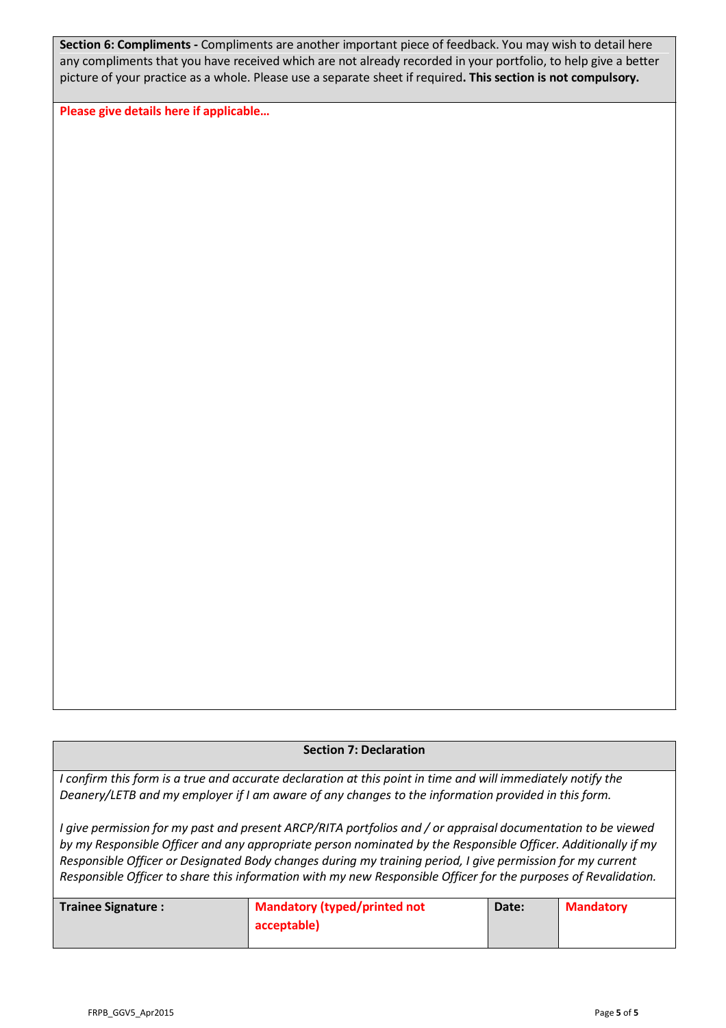**Section 6: Compliments -** Compliments are another important piece of feedback. You may wish to detail here any compliments that you have received which are not already recorded in your portfolio, to help give a better picture of your practice as a whole. Please use a separate sheet if required**. This section is not compulsory.**

**Please give details here if applicable…**

**Section 7: Declaration**

*I confirm this form is a true and accurate declaration at this point in time and will immediately notify the Deanery/LETB and my employer if I am aware of any changes to the information provided in this form.*

*I give permission for my past and present ARCP/RITA portfolios and / or appraisal documentation to be viewed by my Responsible Officer and any appropriate person nominated by the Responsible Officer. Additionally if my Responsible Officer or Designated Body changes during my training period, I give permission for my current Responsible Officer to share this information with my new Responsible Officer for the purposes of Revalidation.*

| | | | |
|---|---|---|---|
| **Trainee Signature :** | **Mandatory (typed/printed not acceptable)** | **Date:** | **Mandatory** |

FRPB_GGV5_Apr2015